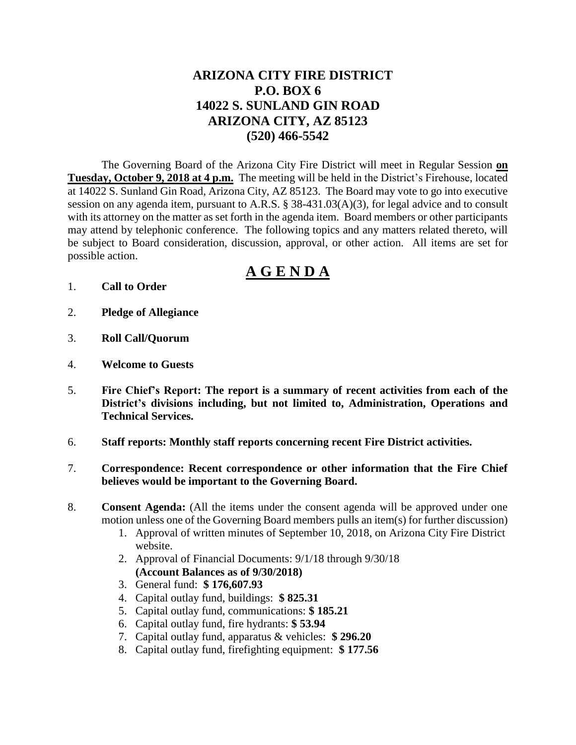# ARIZONA CITY FIRE DISTRICT
# P.O. BOX 6
# 14022 S. SUNLAND GIN ROAD
# ARIZONA CITY, AZ 85123
# (520) 466-5542

The Governing Board of the Arizona City Fire District will meet in Regular Session **on Tuesday, October 9, 2018 at 4 p.m.** The meeting will be held in the District's Firehouse, located at 14022 S. Sunland Gin Road, Arizona City, AZ 85123. The Board may vote to go into executive session on any agenda item, pursuant to A.R.S. § 38-431.03(A)(3), for legal advice and to consult with its attorney on the matter as set forth in the agenda item. Board members or other participants may attend by telephonic conference. The following topics and any matters related thereto, will be subject to Board consideration, discussion, approval, or other action. All items are set for possible action.

## A G E N D A

1. **Call to Order**

2. **Pledge of Allegiance**

3. **Roll Call/Quorum**

4. **Welcome to Guests**

5. **Fire Chief's Report: The report is a summary of recent activities from each of the District's divisions including, but not limited to, Administration, Operations and Technical Services.**

6. **Staff reports: Monthly staff reports concerning recent Fire District activities.**

7. **Correspondence: Recent correspondence or other information that the Fire Chief believes would be important to the Governing Board.**

8. **Consent Agenda:** (All the items under the consent agenda will be approved under one motion unless one of the Governing Board members pulls an item(s) for further discussion)
    1. Approval of written minutes of September 10, 2018, on Arizona City Fire District website.
    2. Approval of Financial Documents: 9/1/18 through 9/30/18 **(Account Balances as of 9/30/2018)**
    3. General fund: **$ 176,607.93**
    4. Capital outlay fund, buildings: **$ 825.31**
    5. Capital outlay fund, communications: **$ 185.21**
    6. Capital outlay fund, fire hydrants: **$ 53.94**
    7. Capital outlay fund, apparatus & vehicles: **$ 296.20**
    8. Capital outlay fund, firefighting equipment: **$ 177.56**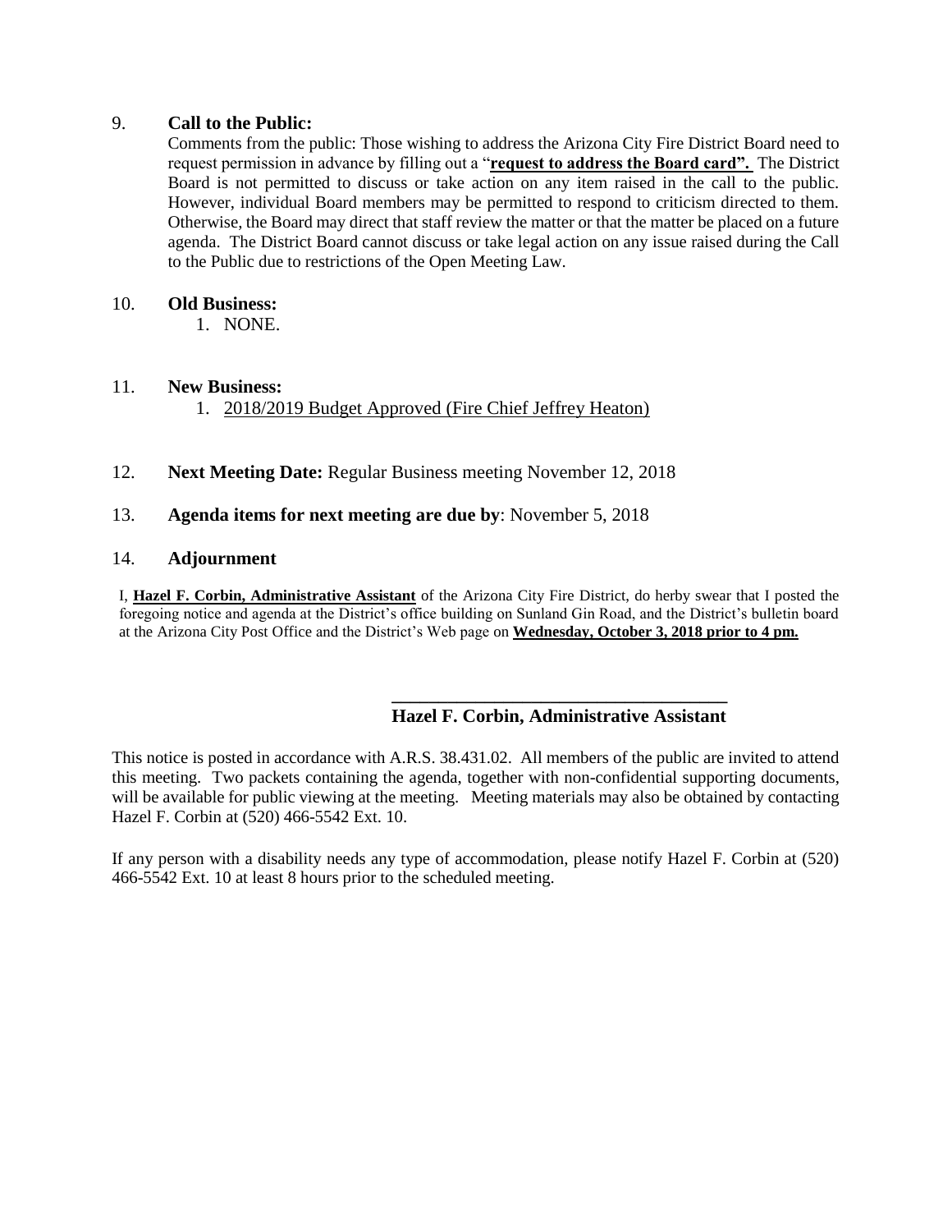9. **Call to the Public:**
   Comments from the public: Those wishing to address the Arizona City Fire District Board need to request permission in advance by filling out a "**request to address the Board card".** The District Board is not permitted to discuss or take action on any item raised in the call to the public. However, individual Board members may be permitted to respond to criticism directed to them. Otherwise, the Board may direct that staff review the matter or that the matter be placed on a future agenda. The District Board cannot discuss or take legal action on any issue raised during the Call to the Public due to restrictions of the Open Meeting Law.

10. **Old Business:**
    1. NONE.

11. **New Business:**
    1. 2018/2019 Budget Approved (Fire Chief Jeffrey Heaton)

12. **Next Meeting Date:** Regular Business meeting November 12, 2018

13. **Agenda items for next meeting are due by**: November 5, 2018

14. **Adjournment**

I, **Hazel F. Corbin, Administrative Assistant** of the Arizona City Fire District, do herby swear that I posted the foregoing notice and agenda at the District's office building on Sunland Gin Road, and the District's bulletin board at the Arizona City Post Office and the District's Web page on **Wednesday, October 3, 2018 prior to 4 pm.**

_____________________________________

**Hazel F. Corbin, Administrative Assistant**

This notice is posted in accordance with A.R.S. 38.431.02. All members of the public are invited to attend this meeting. Two packets containing the agenda, together with non-confidential supporting documents, will be available for public viewing at the meeting. Meeting materials may also be obtained by contacting Hazel F. Corbin at (520) 466-5542 Ext. 10.

If any person with a disability needs any type of accommodation, please notify Hazel F. Corbin at (520) 466-5542 Ext. 10 at least 8 hours prior to the scheduled meeting.